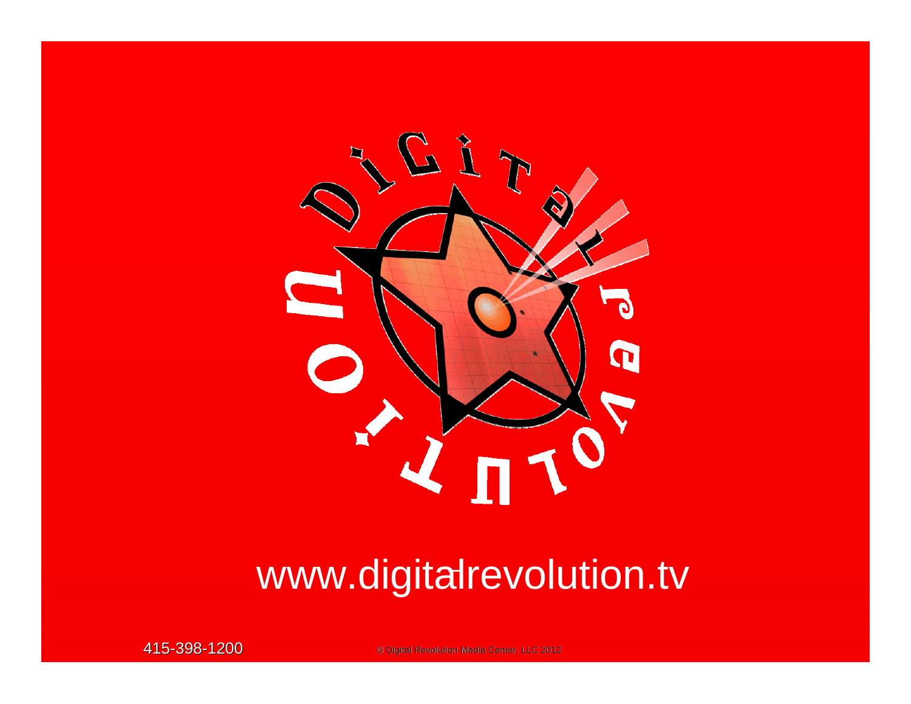Digital Revolution

www.digitalrevolution.tv

415-398-1200

© Digital Revolution Media Center, LLC 2012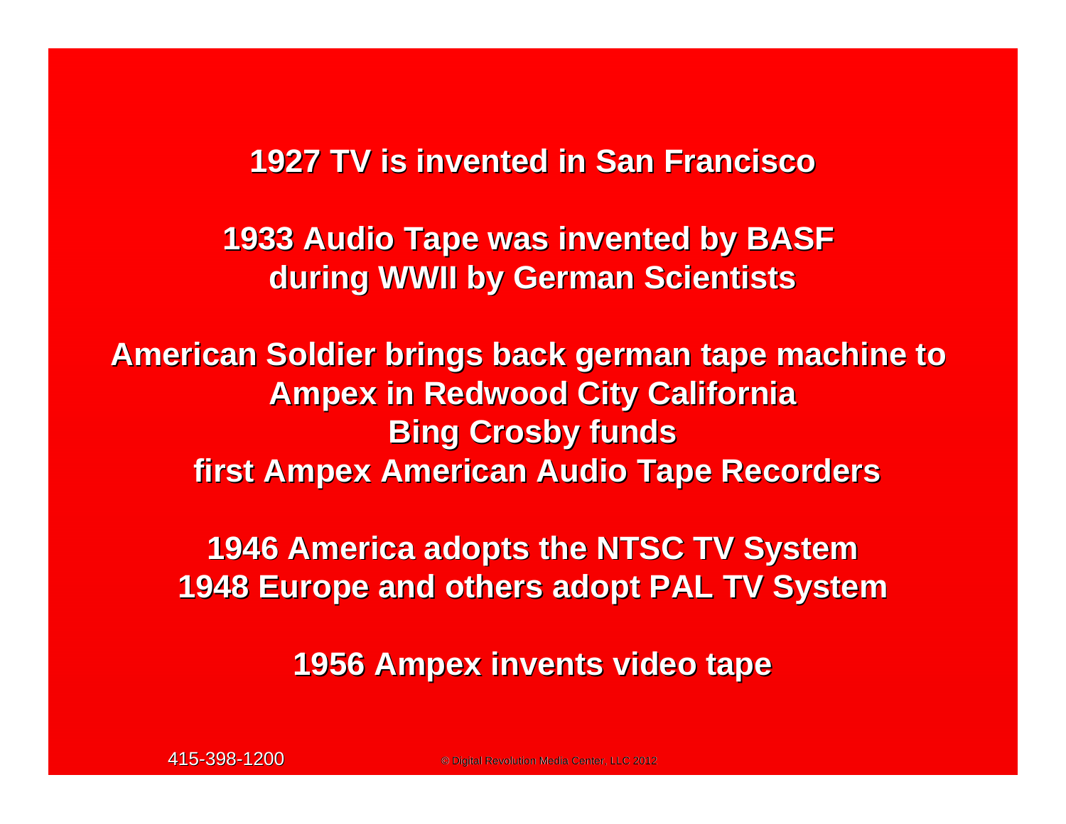**1927 TV is invented in San Francisco**

**1933 Audio Tape was invented by BASF during WWII by German Scientists**

**American Soldier brings back german tape machine to Ampex in Redwood City California**
**Bing Crosby funds**
**first Ampex American Audio Tape Recorders**

**1946 America adopts the NTSC TV System**
**1948 Europe and others adopt PAL TV System**

**1956 Ampex invents video tape**

415-398-1200

© Digital Revolution Media Center, LLC 2012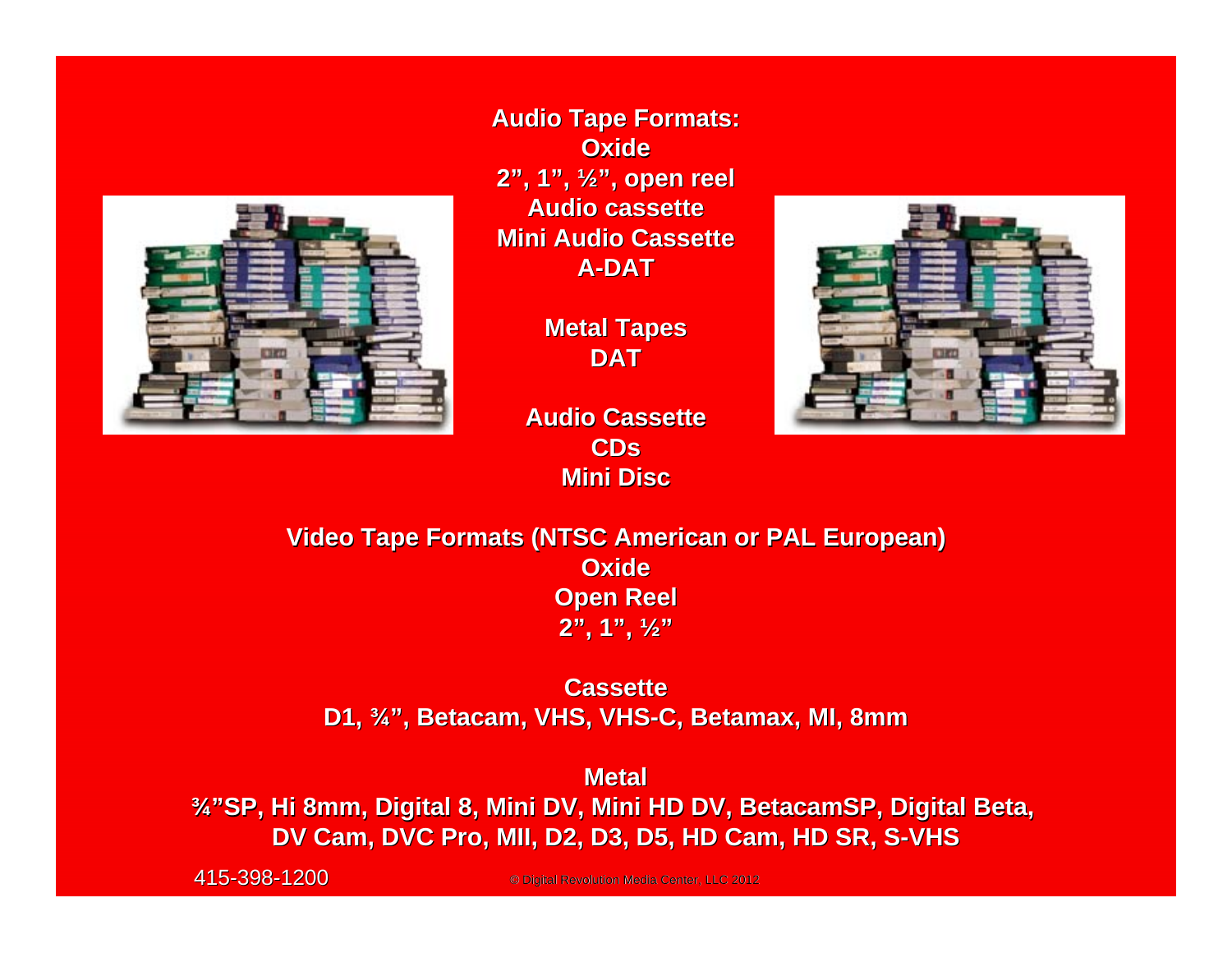**Audio Tape Formats:**
**Oxide**
**2", 1", ½", open reel**
**Audio cassette**
**Mini Audio Cassette**
**A-DAT**

**Metal Tapes**
**DAT**

**Audio Cassette**
**CDs**
**Mini Disc**

**Video Tape Formats (NTSC American or PAL European)**
**Oxide**
**Open Reel**
**2", 1", ½"**

**Cassette**
**D1, ¾", Betacam, VHS, VHS-C, Betamax, MI, 8mm**

**Metal**
**¾"SP, Hi 8mm, Digital 8, Mini DV, Mini HD DV, BetacamSP, Digital Beta, DV Cam, DVC Pro, MII, D2, D3, D5, HD Cam, HD SR, S-VHS**

415-398-1200

© Digital Revolution Media Center, LLC 2012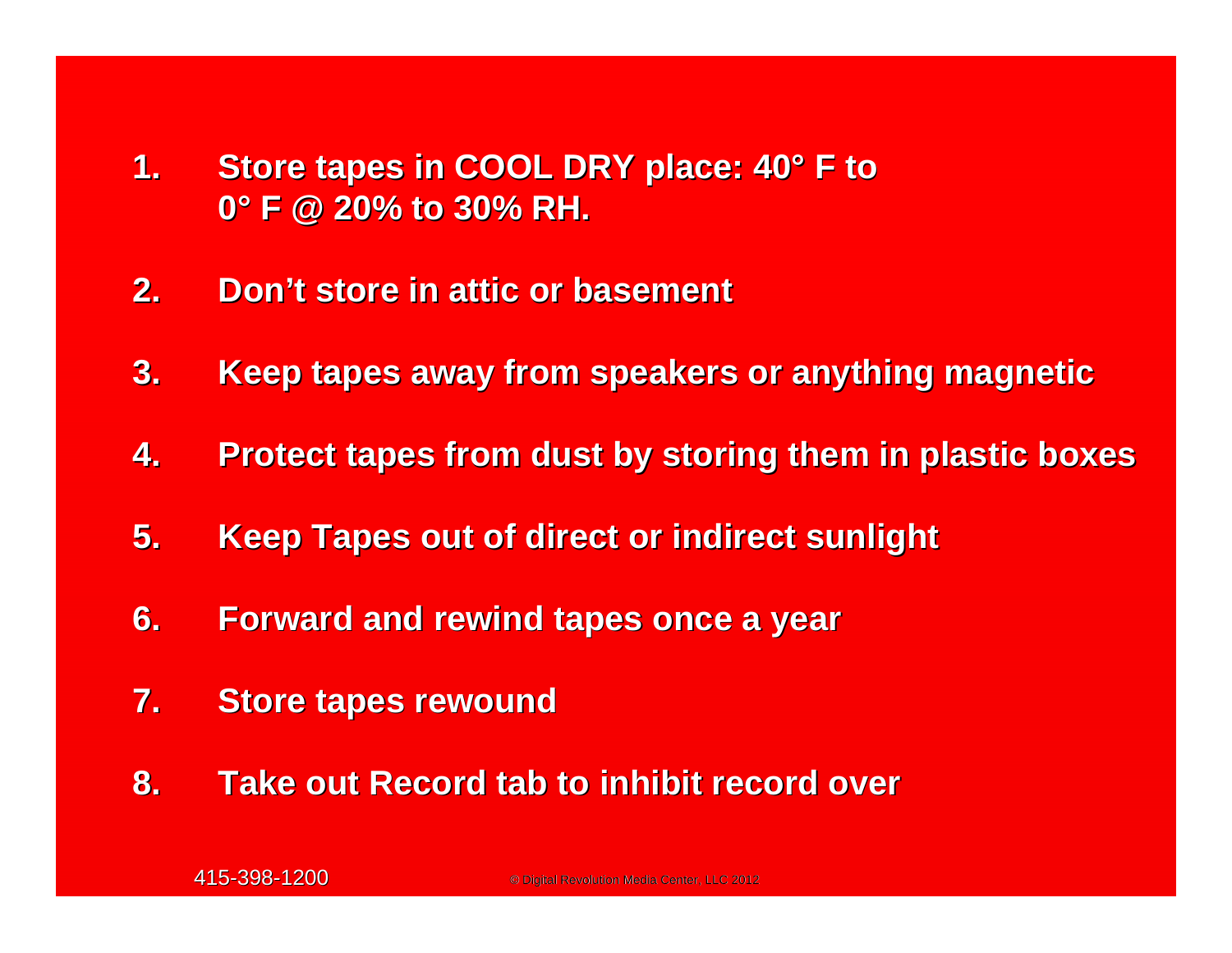1. **Store tapes in COOL DRY place: 40° F to 0° F @ 20% to 30% RH.**
2. **Don't store in attic or basement**
3. **Keep tapes away from speakers or anything magnetic**
4. **Protect tapes from dust by storing them in plastic boxes**
5. **Keep Tapes out of direct or indirect sunlight**
6. **Forward and rewind tapes once a year**
7. **Store tapes rewound**
8. **Take out Record tab to inhibit record over**

415-398-1200

© Digital Revolution Media Center, LLC 2012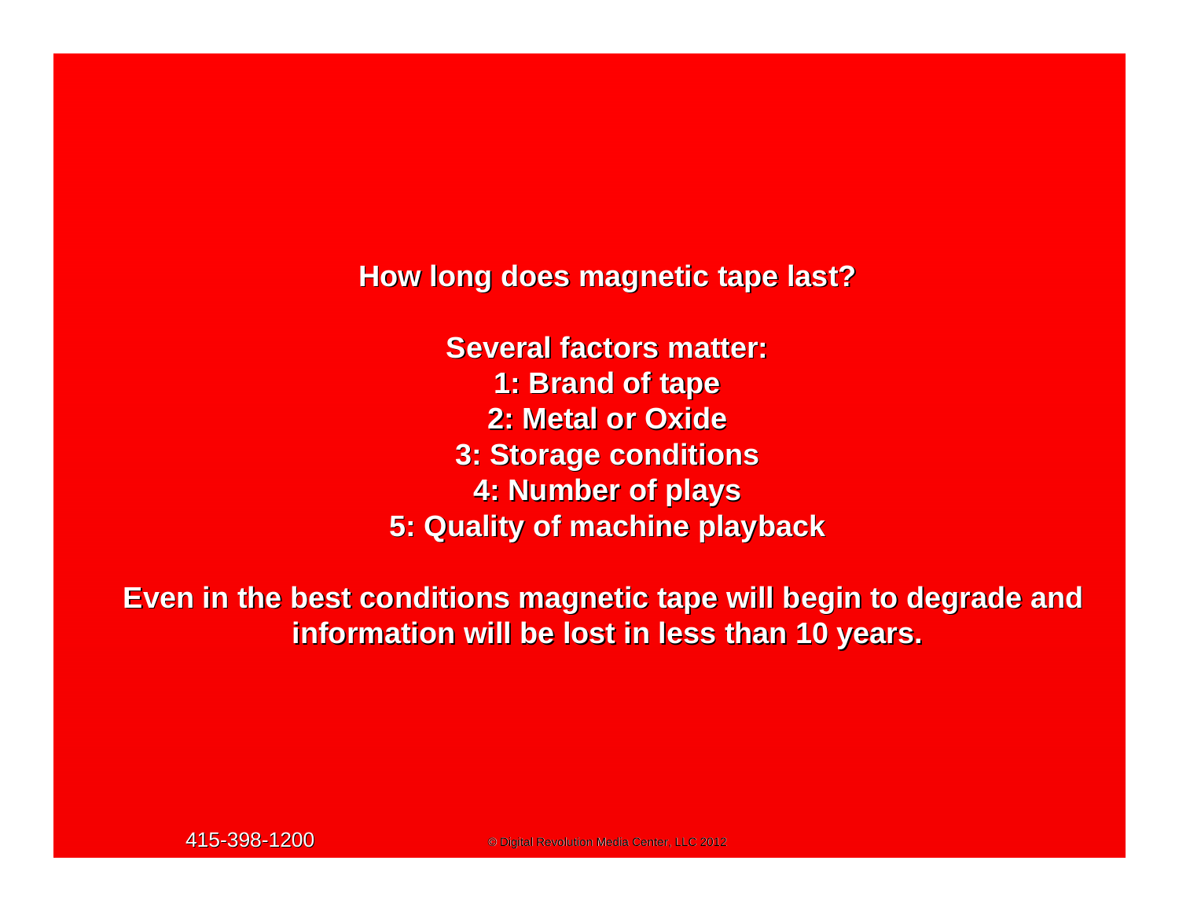**How long does magnetic tape last?**

**Several factors matter:**
**1: Brand of tape**
**2: Metal or Oxide**
**3: Storage conditions**
**4: Number of plays**
**5: Quality of machine playback**

**Even in the best conditions magnetic tape will begin to degrade and information will be lost in less than 10 years.**

415-398-1200

© Digital Revolution Media Center, LLC 2012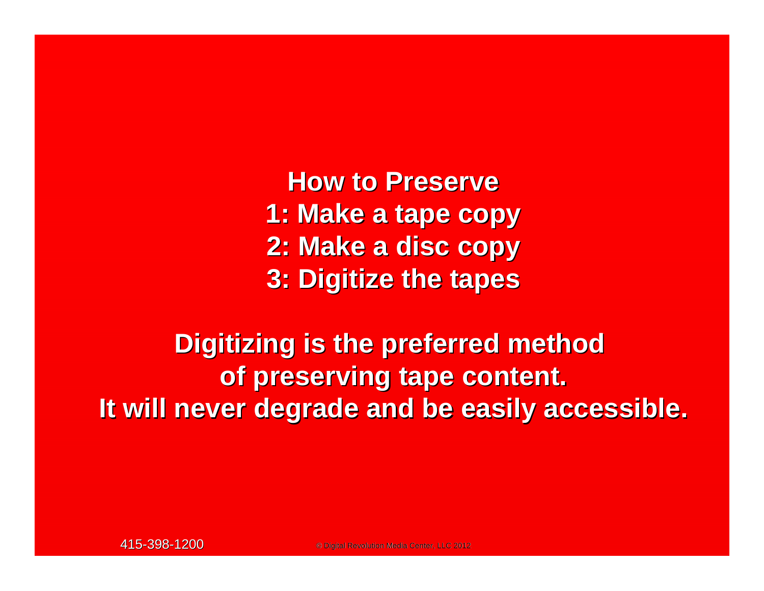**How to Preserve**

**1: Make a tape copy**

**2: Make a disc copy**

**3: Digitize the tapes**

**Digitizing is the preferred method of preserving tape content. It will never degrade and be easily accessible.**

415-398-1200

© Digital Revolution Media Center, LLC 2012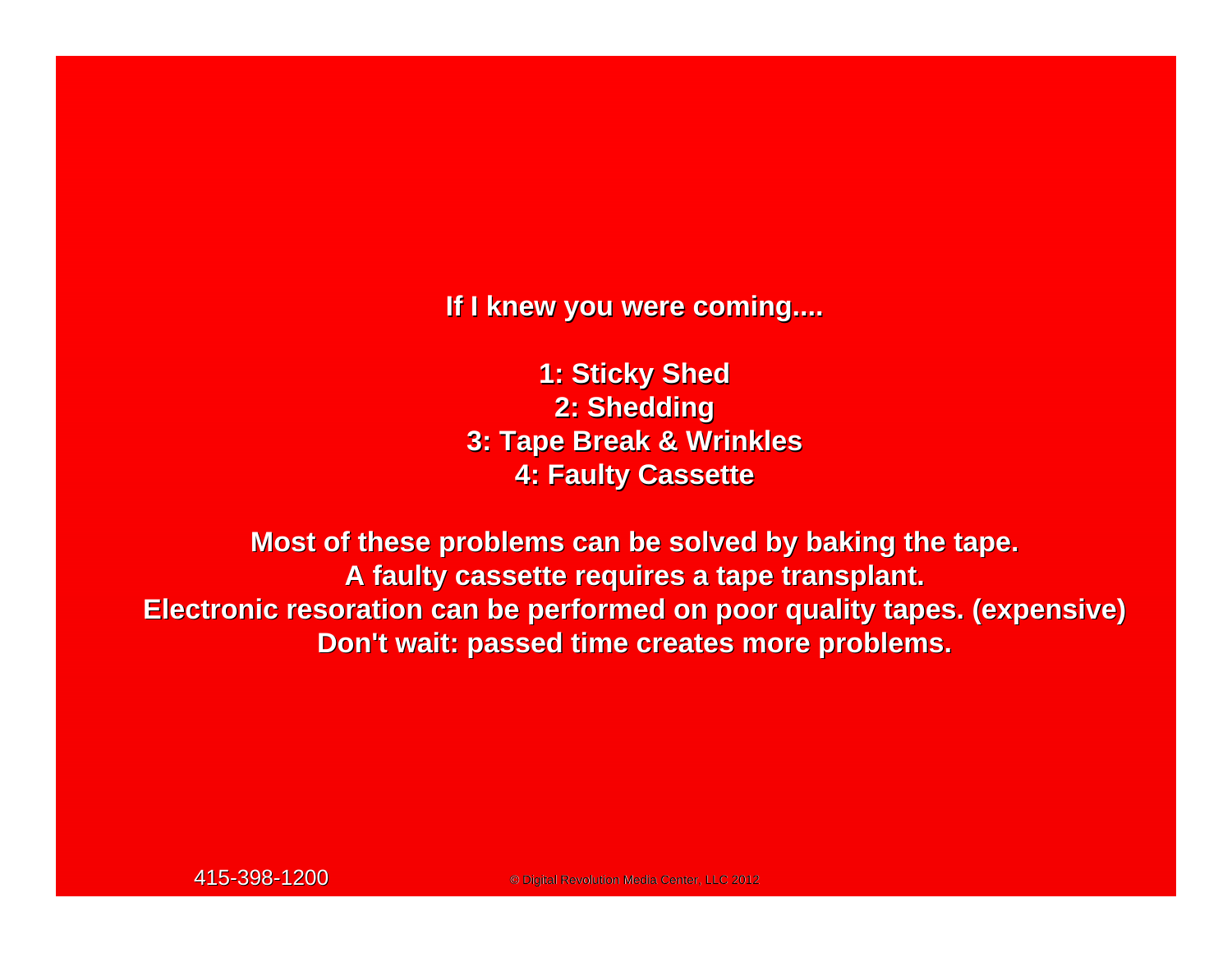**If I knew you were coming....**

**1: Sticky Shed**
**2: Shedding**
**3: Tape Break & Wrinkles**
**4: Faulty Cassette**

**Most of these problems can be solved by baking the tape.**
**A faulty cassette requires a tape transplant.**
**Electronic resoration can be performed on poor quality tapes. (expensive)**
**Don't wait: passed time creates more problems.**

415-398-1200

© Digital Revolution Media Center, LLC 2012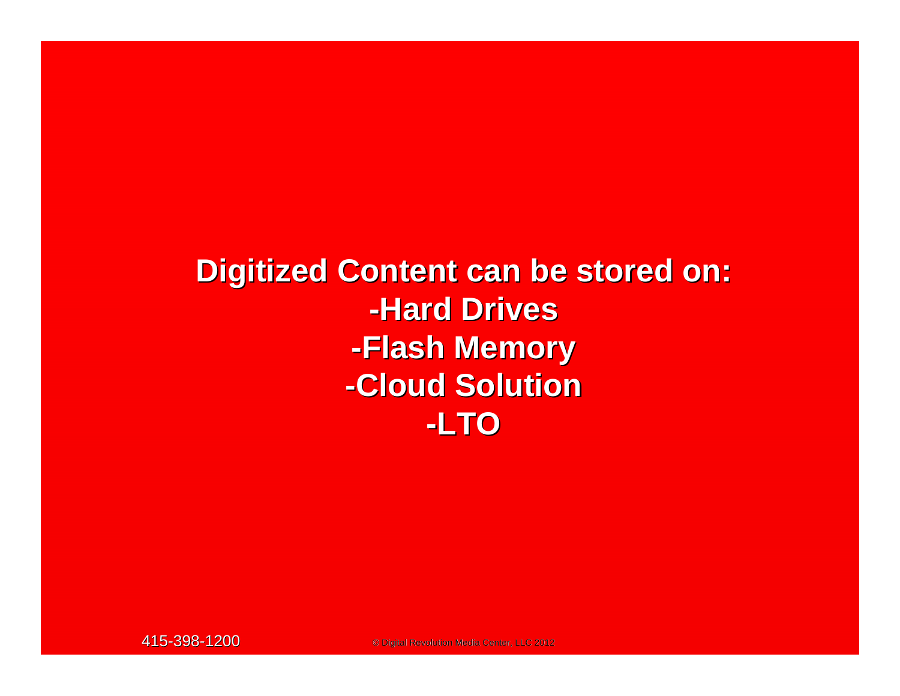**Digitized Content can be stored on:**
**-Hard Drives**
**-Flash Memory**
**-Cloud Solution**
**-LTO**

415-398-1200

© Digital Revolution Media Center, LLC 2012